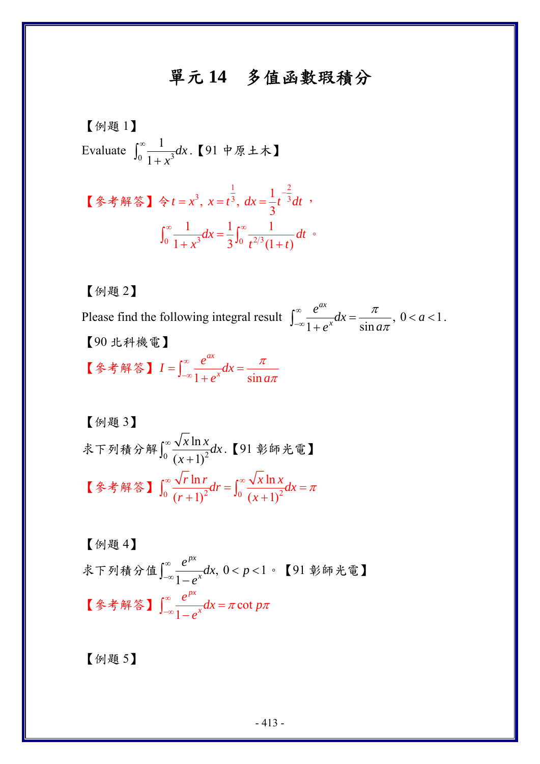# 單元 14　多值函數瑕積分

【例題 1】

Evaluate $\int_0^\infty \frac{1}{1+x^3}dx$.【91 中原土木】

【參考解答】令 $t = x^3,\ x = t^{\frac{1}{3}},\ dx = \frac{1}{3}t^{-\frac{2}{3}}dt$，

$$\int_0^\infty \frac{1}{1+x^3}dx = \frac{1}{3}\int_0^\infty \frac{1}{t^{2/3}(1+t)}dt$$ 。

【例題 2】

Please find the following integral result $\int_{-\infty}^\infty \frac{e^{ax}}{1+e^x}dx = \frac{\pi}{\sin a\pi},\ 0 < a < 1$.

【90 北科機電】

【參考解答】$I = \int_{-\infty}^\infty \frac{e^{ax}}{1+e^x}dx = \frac{\pi}{\sin a\pi}$

【例題 3】

求下列積分解$\int_0^\infty \frac{\sqrt{x}\ln x}{(x+1)^2}dx$.【91 彰師光電】

【參考解答】$\int_0^\infty \frac{\sqrt{r}\ln r}{(r+1)^2}dr = \int_0^\infty \frac{\sqrt{x}\ln x}{(x+1)^2}dx = \pi$

【例題 4】

求下列積分值$\int_{-\infty}^\infty \frac{e^{px}}{1-e^x}dx,\ 0 < p < 1$。【91 彰師光電】

【參考解答】$\int_{-\infty}^\infty \frac{e^{px}}{1-e^x}dx = \pi\cot p\pi$

【例題 5】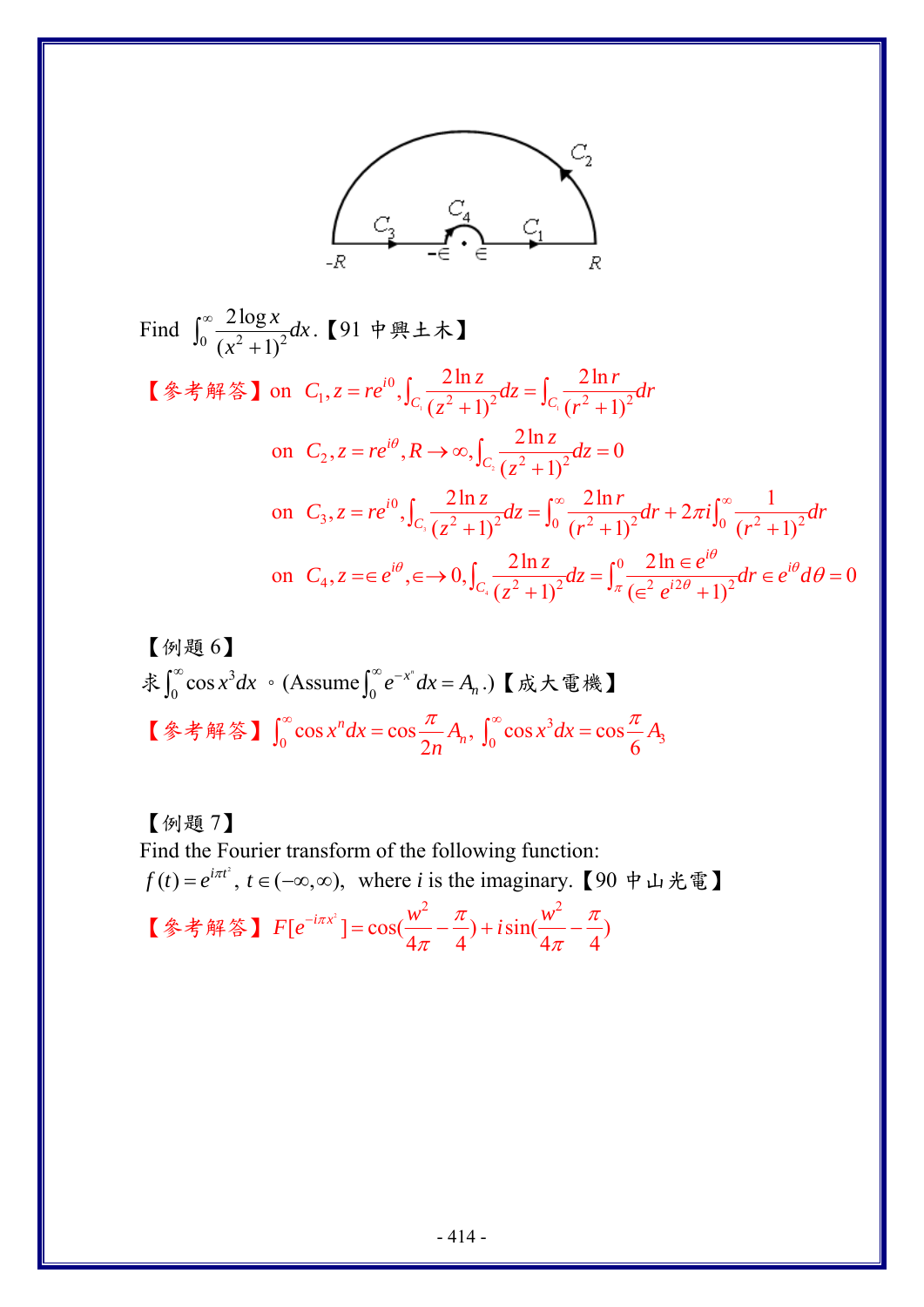Find $\int_0^\infty \frac{2\log x}{(x^2+1)^2}dx$.【91 中興土木】

【參考解答】on $C_1, z = re^{i0}, \int_{C_1} \frac{2\ln z}{(z^2+1)^2}dz = \int_{C_1} \frac{2\ln r}{(r^2+1)^2}dr$

on $C_2, z = re^{i\theta}, R \to \infty, \int_{C_2} \frac{2\ln z}{(z^2+1)^2}dz = 0$

on $C_3, z = re^{i0}, \int_{C_3} \frac{2\ln z}{(z^2+1)^2}dz = \int_0^\infty \frac{2\ln r}{(r^2+1)^2}dr + 2\pi i \int_0^\infty \frac{1}{(r^2+1)^2}dr$

on $C_4, z = \in e^{i\theta}, \in \to 0, \int_{C_4} \frac{2\ln z}{(z^2+1)^2}dz = \int_\pi^0 \frac{2\ln \in e^{i\theta}}{(\in^2 e^{i2\theta}+1)^2}dr \in e^{i\theta} d\theta = 0$

【例題 6】

求$\int_0^\infty \cos x^3 dx$。(Assume $\int_0^\infty e^{-x^n}dx = A_n$.)【成大電機】

【參考解答】$\int_0^\infty \cos x^n dx = \cos\frac{\pi}{2n}A_n,\ \int_0^\infty \cos x^3 dx = \cos\frac{\pi}{6}A_3$

【例題 7】

Find the Fourier transform of the following function:

$f(t) = e^{i\pi t^2},\ t \in (-\infty, \infty)$, where $i$ is the imaginary.【90 中山光電】

【參考解答】$F[e^{-i\pi x^2}] = \cos(\frac{w^2}{4\pi} - \frac{\pi}{4}) + i\sin(\frac{w^2}{4\pi} - \frac{\pi}{4})$